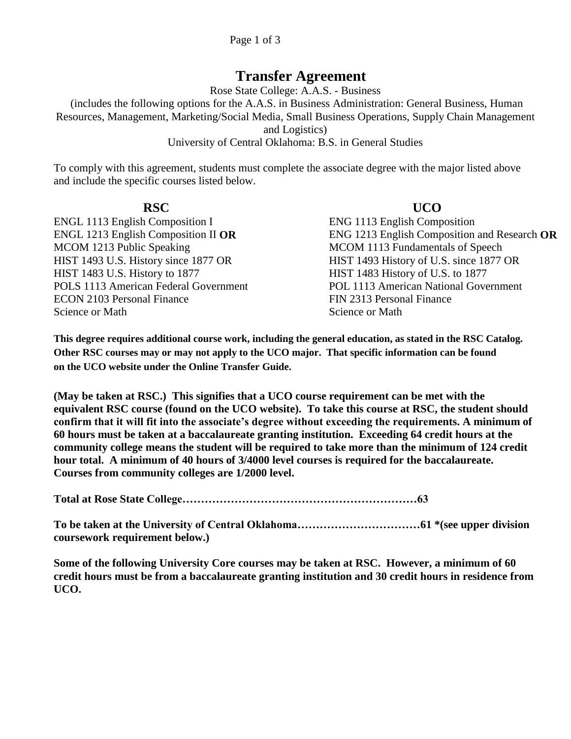# Transfer Agreement

Rose State College: A.A.S. - Business

(includes the following options for the A.A.S. in Business Administration: General Business, Human Resources, Management, Marketing/Social Media, Small Business Operations, Supply Chain Management and Logistics)

University of Central Oklahoma: B.S. in General Studies

To comply with this agreement, students must complete the associate degree with the major listed above and include the specific courses listed below.

| RSC | UCO |
|---|---|
| ENGL 1113 English Composition I | ENG 1113 English Composition |
| ENGL 1213 English Composition II **OR** | ENG 1213 English Composition and Research **OR** |
| MCOM 1213 Public Speaking | MCOM 1113 Fundamentals of Speech |
| HIST 1493 U.S. History since 1877 OR | HIST 1493 History of U.S. since 1877 OR |
| HIST 1483 U.S. History to 1877 | HIST 1483 History of U.S. to 1877 |
| POLS 1113 American Federal Government | POL 1113 American National Government |
| ECON 2103 Personal Finance | FIN 2313 Personal Finance |
| Science or Math | Science or Math |

**This degree requires additional course work, including the general education, as stated in the RSC Catalog. Other RSC courses may or may not apply to the UCO major. That specific information can be found on the UCO website under the Online Transfer Guide.**

**(May be taken at RSC.) This signifies that a UCO course requirement can be met with the equivalent RSC course (found on the UCO website). To take this course at RSC, the student should confirm that it will fit into the associate's degree without exceeding the requirements. A minimum of 60 hours must be taken at a baccalaureate granting institution. Exceeding 64 credit hours at the community college means the student will be required to take more than the minimum of 124 credit hour total. A minimum of 40 hours of 3/4000 level courses is required for the baccalaureate. Courses from community colleges are 1/2000 level.**

**Total at Rose State College……………………………………………………63**

**To be taken at the University of Central Oklahoma……………………………61 *(see upper division coursework requirement below.)**

**Some of the following University Core courses may be taken at RSC. However, a minimum of 60 credit hours must be from a baccalaureate granting institution and 30 credit hours in residence from UCO.**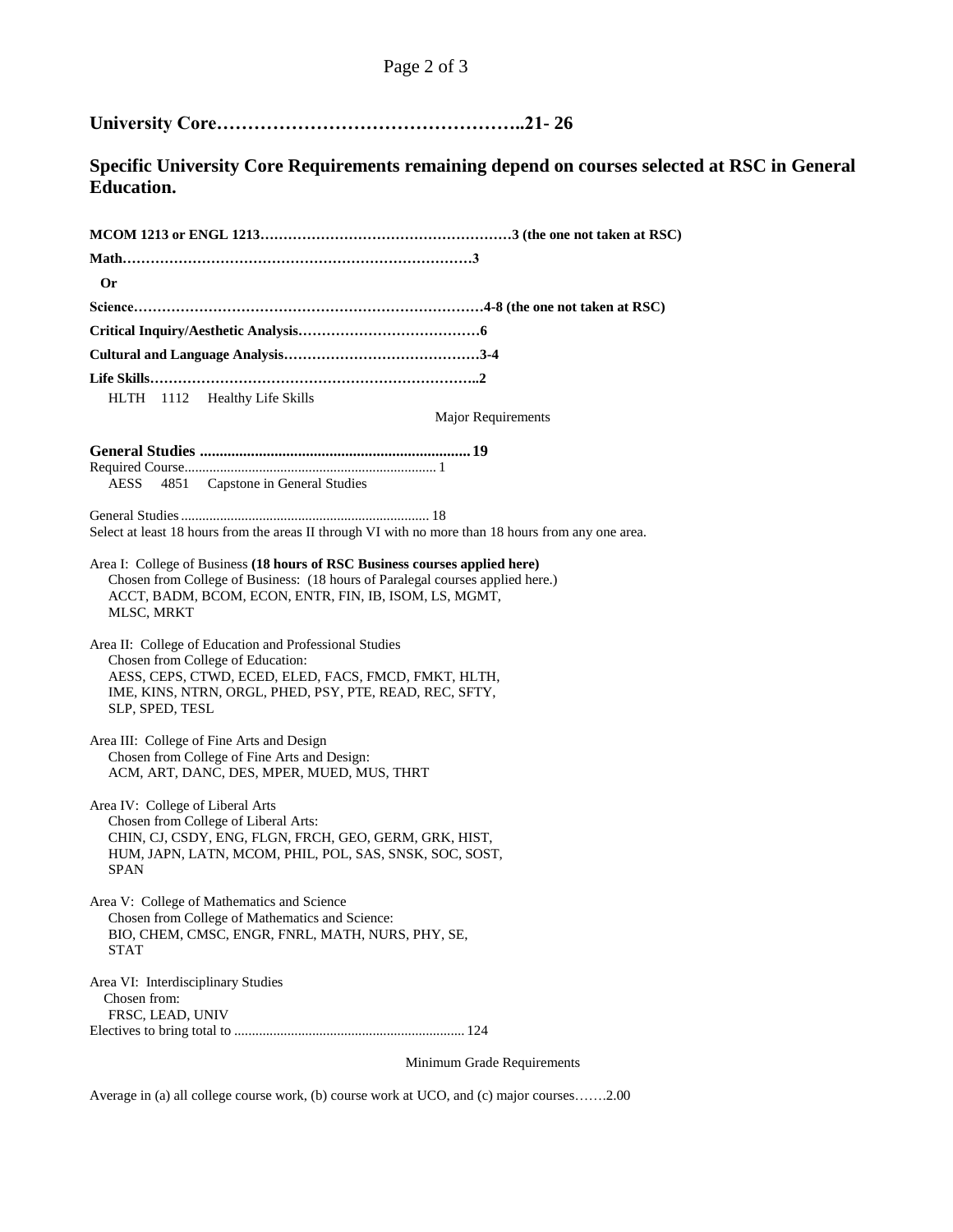**University Core…………………………………………..21- 26**

**Specific University Core Requirements remaining depend on courses selected at RSC in General Education.**

**MCOM 1213 or ENGL 1213……………………………………………3 (the one not taken at RSC)**

**Math…………………………………………………………………3**

**Or**

**Science…………………………………………………………………4-8 (the one not taken at RSC)**

**Critical Inquiry/Aesthetic Analysis…………………………………6**

**Cultural and Language Analysis……………………………………3-4**

**Life Skills……………………………………………………………..2**

HLTH 1112 Healthy Life Skills

Major Requirements

**General Studies .................................................................... 19**

Required Course....................................................................... 1

AESS 4851 Capstone in General Studies

General Studies ..................................................................... 18

Select at least 18 hours from the areas II through VI with no more than 18 hours from any one area.

Area I: College of Business **(18 hours of RSC Business courses applied here)**
Chosen from College of Business: (18 hours of Paralegal courses applied here.)
ACCT, BADM, BCOM, ECON, ENTR, FIN, IB, ISOM, LS, MGMT, MLSC, MRKT

Area II: College of Education and Professional Studies
Chosen from College of Education:
AESS, CEPS, CTWD, ECED, ELED, FACS, FMCD, FMKT, HLTH, IME, KINS, NTRN, ORGL, PHED, PSY, PTE, READ, REC, SFTY, SLP, SPED, TESL

Area III: College of Fine Arts and Design
Chosen from College of Fine Arts and Design:
ACM, ART, DANC, DES, MPER, MUED, MUS, THRT

Area IV: College of Liberal Arts
Chosen from College of Liberal Arts:
CHIN, CJ, CSDY, ENG, FLGN, FRCH, GEO, GERM, GRK, HIST, HUM, JAPN, LATN, MCOM, PHIL, POL, SAS, SNSK, SOC, SOST, SPAN

Area V: College of Mathematics and Science
Chosen from College of Mathematics and Science:
BIO, CHEM, CMSC, ENGR, FNRL, MATH, NURS, PHY, SE, STAT

Area VI: Interdisciplinary Studies
Chosen from:
FRSC, LEAD, UNIV

Electives to bring total to ................................................................ 124

Minimum Grade Requirements

Average in (a) all college course work, (b) course work at UCO, and (c) major courses…….2.00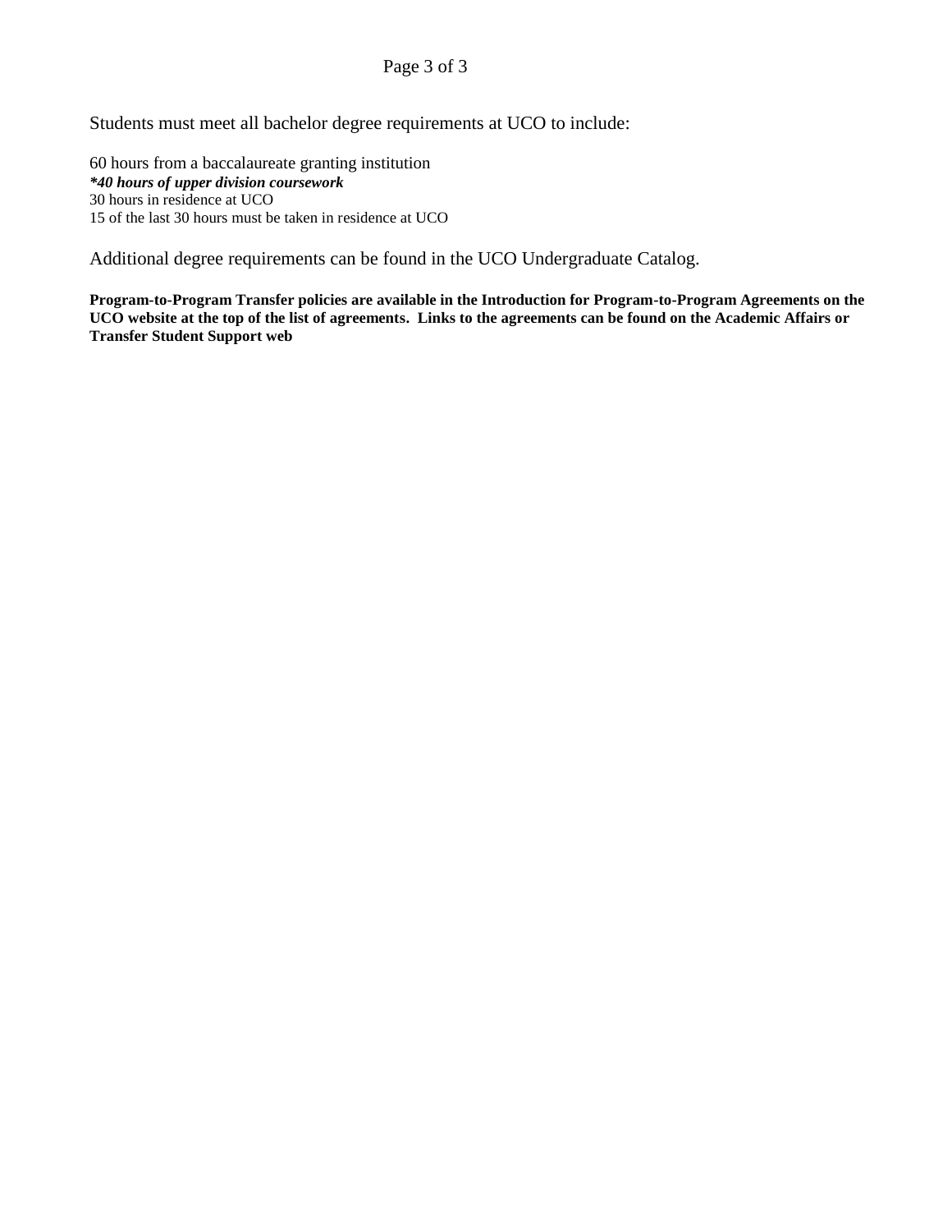Students must meet all bachelor degree requirements at UCO to include:

60 hours from a baccalaureate granting institution
***40 hours of upper division coursework***
30 hours in residence at UCO
15 of the last 30 hours must be taken in residence at UCO

Additional degree requirements can be found in the UCO Undergraduate Catalog.

**Program-to-Program Transfer policies are available in the Introduction for Program-to-Program Agreements on the UCO website at the top of the list of agreements. Links to the agreements can be found on the Academic Affairs or Transfer Student Support web**